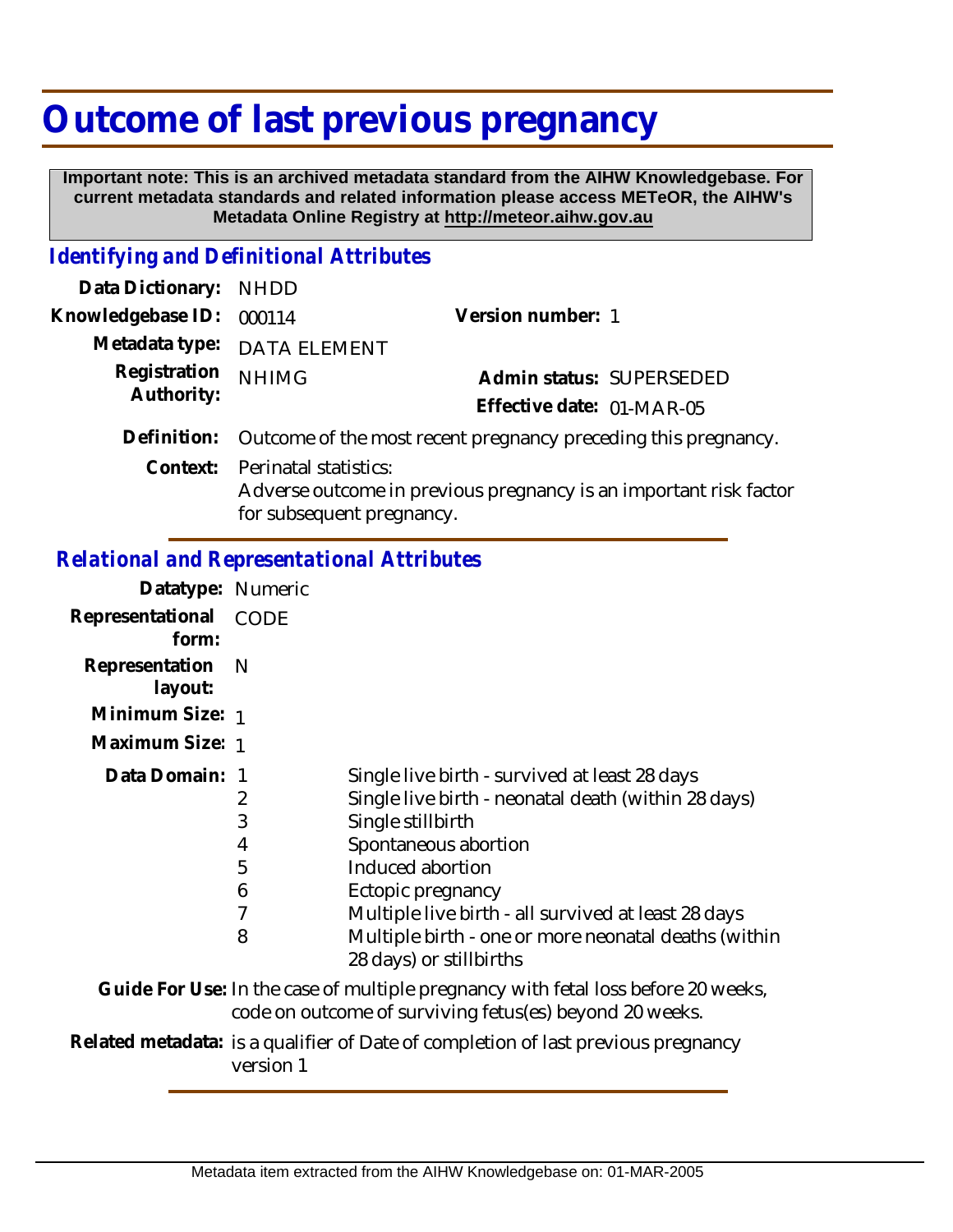# Outcome of last previous pregnancy

**Important note: This is an archived metadata standard from the AIHW Knowledgebase. For current metadata standards and related information please access METeOR, the AIHW's Metadata Online Registry at http://meteor.aihw.gov.au**

## *Identifying and Definitional Attributes*

**Data Dictionary:** NHDD

**Knowledgebase ID:** 000114 **Version number:** 1

**Metadata type:** DATA ELEMENT

**Registration Authority:** NHIMG **Admin status:** SUPERSEDED

**Effective date:** 01-MAR-05

**Definition:** Outcome of the most recent pregnancy preceding this pregnancy.

**Context:** Perinatal statistics:
Adverse outcome in previous pregnancy is an important risk factor for subsequent pregnancy.

## *Relational and Representational Attributes*

**Datatype:** Numeric

**Representational form:** CODE

**Representation layout:** N

**Minimum Size:** 1

**Maximum Size:** 1

**Data Domain:**

| Code | Description |
| --- | --- |
| 1 | Single live birth - survived at least 28 days |
| 2 | Single live birth - neonatal death (within 28 days) |
| 3 | Single stillbirth |
| 4 | Spontaneous abortion |
| 5 | Induced abortion |
| 6 | Ectopic pregnancy |
| 7 | Multiple live birth - all survived at least 28 days |
| 8 | Multiple birth - one or more neonatal deaths (within 28 days) or stillbirths |

**Guide For Use:** In the case of multiple pregnancy with fetal loss before 20 weeks, code on outcome of surviving fetus(es) beyond 20 weeks.

**Related metadata:** is a qualifier of Date of completion of last previous pregnancy version 1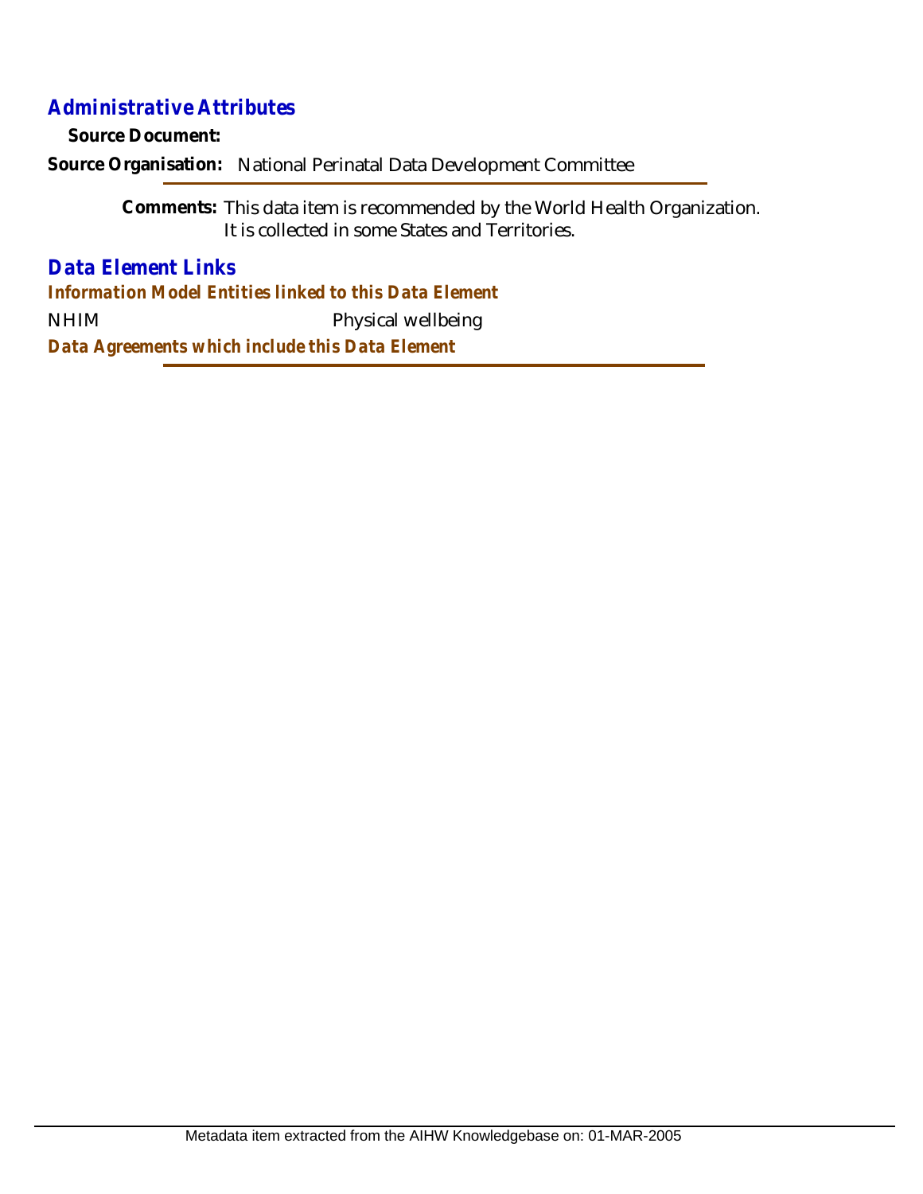## Administrative Attributes

**Source Document:**

**Source Organisation:** National Perinatal Data Development Committee

**Comments:** This data item is recommended by the World Health Organization. It is collected in some States and Territories.

## Data Element Links

***Information Model Entities linked to this Data Element***

NHIM Physical wellbeing

***Data Agreements which include this Data Element***

Metadata item extracted from the AIHW Knowledgebase on: 01-MAR-2005